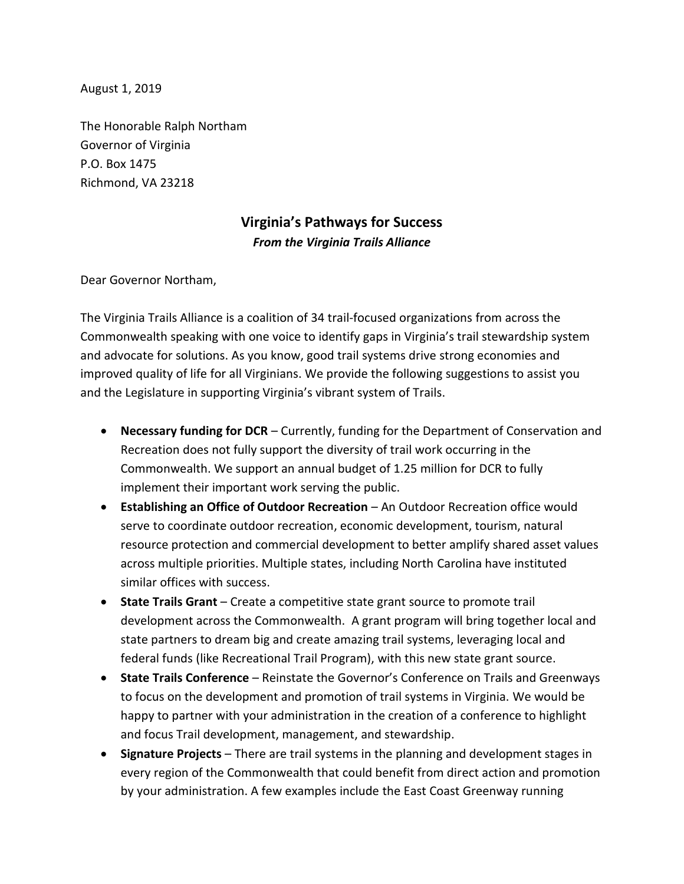August 1, 2019

The Honorable Ralph Northam
Governor of Virginia
P.O. Box 1475
Richmond, VA 23218

## Virginia's Pathways for Success

***From the Virginia Trails Alliance***

Dear Governor Northam,

The Virginia Trails Alliance is a coalition of 34 trail-focused organizations from across the Commonwealth speaking with one voice to identify gaps in Virginia's trail stewardship system and advocate for solutions. As you know, good trail systems drive strong economies and improved quality of life for all Virginians. We provide the following suggestions to assist you and the Legislature in supporting Virginia's vibrant system of Trails.

- **Necessary funding for DCR** – Currently, funding for the Department of Conservation and Recreation does not fully support the diversity of trail work occurring in the Commonwealth. We support an annual budget of 1.25 million for DCR to fully implement their important work serving the public.
- **Establishing an Office of Outdoor Recreation** – An Outdoor Recreation office would serve to coordinate outdoor recreation, economic development, tourism, natural resource protection and commercial development to better amplify shared asset values across multiple priorities. Multiple states, including North Carolina have instituted similar offices with success.
- **State Trails Grant** – Create a competitive state grant source to promote trail development across the Commonwealth. A grant program will bring together local and state partners to dream big and create amazing trail systems, leveraging local and federal funds (like Recreational Trail Program), with this new state grant source.
- **State Trails Conference** – Reinstate the Governor's Conference on Trails and Greenways to focus on the development and promotion of trail systems in Virginia. We would be happy to partner with your administration in the creation of a conference to highlight and focus Trail development, management, and stewardship.
- **Signature Projects** – There are trail systems in the planning and development stages in every region of the Commonwealth that could benefit from direct action and promotion by your administration. A few examples include the East Coast Greenway running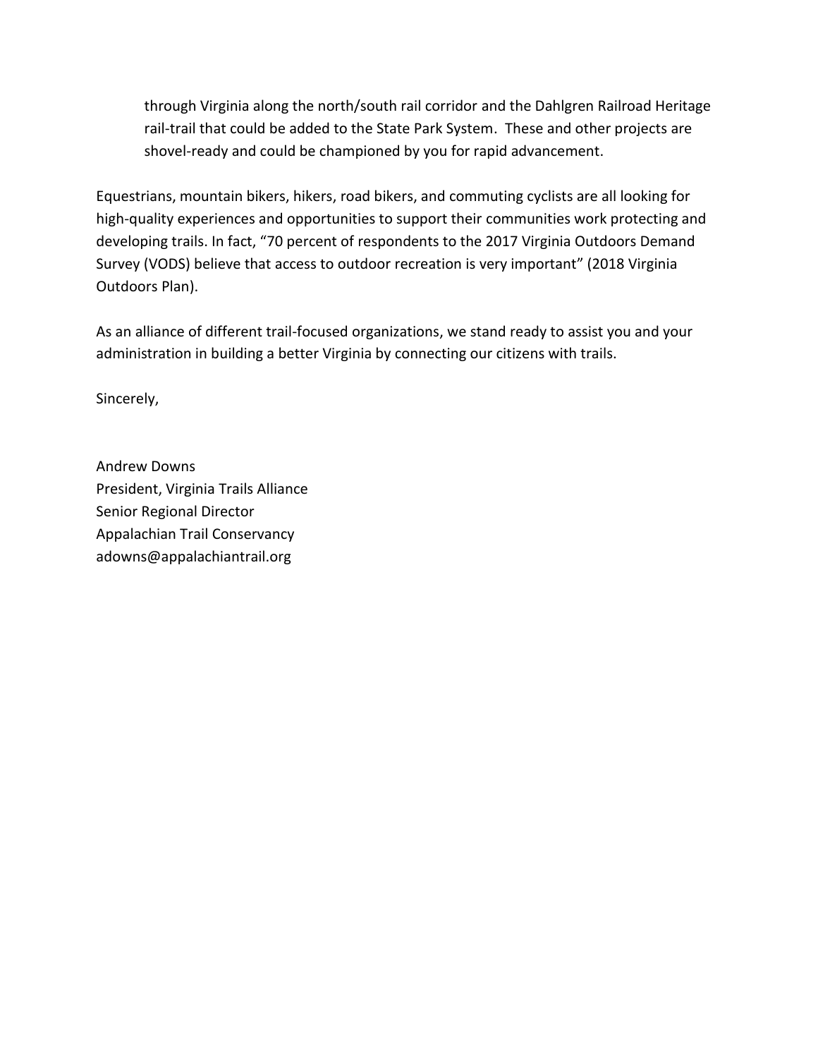through Virginia along the north/south rail corridor and the Dahlgren Railroad Heritage rail-trail that could be added to the State Park System. These and other projects are shovel-ready and could be championed by you for rapid advancement.

Equestrians, mountain bikers, hikers, road bikers, and commuting cyclists are all looking for high-quality experiences and opportunities to support their communities work protecting and developing trails. In fact, "70 percent of respondents to the 2017 Virginia Outdoors Demand Survey (VODS) believe that access to outdoor recreation is very important" (2018 Virginia Outdoors Plan).

As an alliance of different trail-focused organizations, we stand ready to assist you and your administration in building a better Virginia by connecting our citizens with trails.

Sincerely,

Andrew Downs
President, Virginia Trails Alliance
Senior Regional Director
Appalachian Trail Conservancy
adowns@appalachiantrail.org